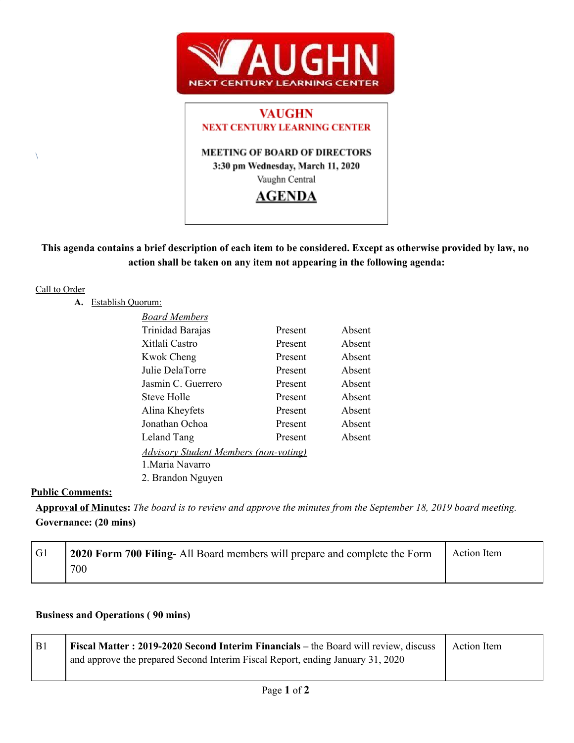VAUGHN
NEXT CENTURY LEARNING CENTER

# VAUGHN
## NEXT CENTURY LEARNING CENTER

**MEETING OF BOARD OF DIRECTORS**
**3:30 pm Wednesday, March 11, 2020**
Vaughn Central

# AGENDA

**This agenda contains a brief description of each item to be considered. Except as otherwise provided by law, no action shall be taken on any item not appearing in the following agenda:**

Call to Order

**A.** Establish Quorum:

*Board Members*

| | | |
|---|---|---|
| Trinidad Barajas | Present | Absent |
| Xitlali Castro | Present | Absent |
| Kwok Cheng | Present | Absent |
| Julie DelaTorre | Present | Absent |
| Jasmin C. Guerrero | Present | Absent |
| Steve Holle | Present | Absent |
| Alina Kheyfets | Present | Absent |
| Jonathan Ochoa | Present | Absent |
| Leland Tang | Present | Absent |

*Advisory Student Members (non-voting)*

1.Maria Navarro
2. Brandon Nguyen

**Public Comments:**

**Approval of Minutes:** *The board is to review and approve the minutes from the September 18, 2019 board meeting.*

**Governance: (20 mins)**

| | | |
|---|---|---|
| G1 | **2020 Form 700 Filing-** All Board members will prepare and complete the Form 700 | Action Item |

**Business and Operations ( 90 mins)**

| | | |
|---|---|---|
| B1 | **Fiscal Matter : 2019-2020 Second Interim Financials –** the Board will review, discuss and approve the prepared Second Interim Fiscal Report, ending January 31, 2020 | Action Item |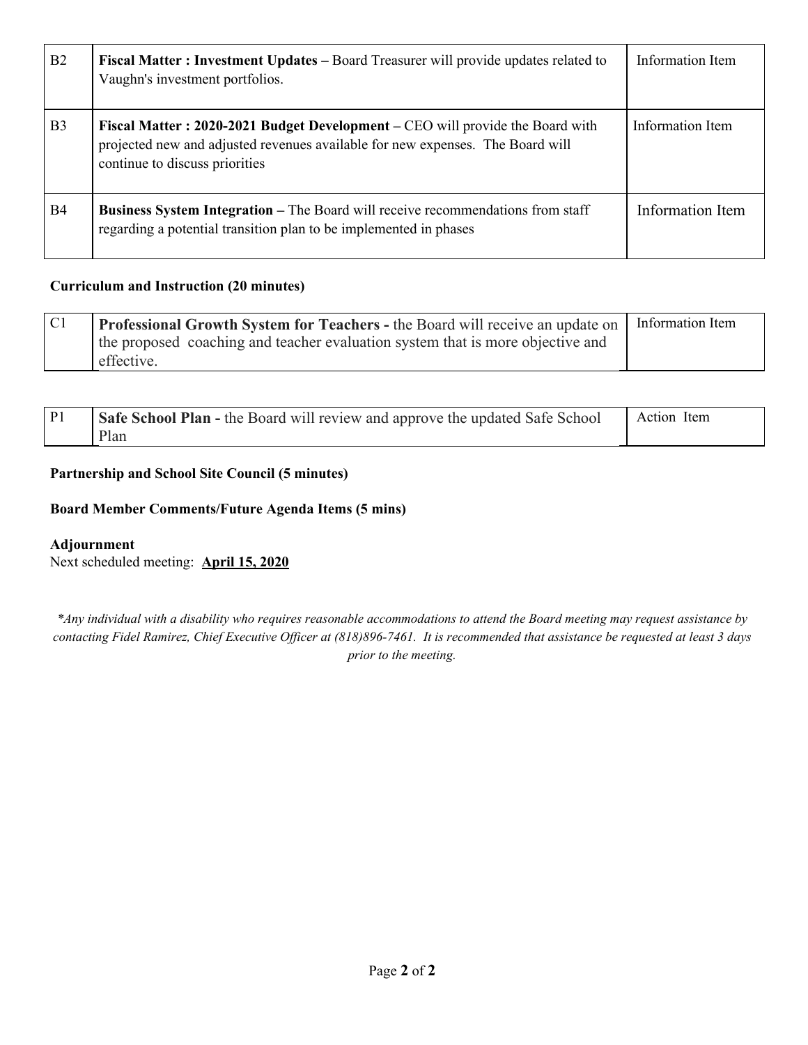| | | |
|---|---|---|
| B2 | **Fiscal Matter : Investment Updates –** Board Treasurer will provide updates related to Vaughn's investment portfolios. | Information Item |
| B3 | **Fiscal Matter : 2020-2021 Budget Development –** CEO will provide the Board with projected new and adjusted revenues available for new expenses. The Board will continue to discuss priorities | Information Item |
| B4 | **Business System Integration –** The Board will receive recommendations from staff regarding a potential transition plan to be implemented in phases | Information Item |

**Curriculum and Instruction (20 minutes)**

| | | |
|---|---|---|
| C1 | **Professional Growth System for Teachers -** the Board will receive an update on the proposed coaching and teacher evaluation system that is more objective and effective. | Information Item |

| | | |
|---|---|---|
| P1 | **Safe School Plan -** the Board will review and approve the updated Safe School Plan | Action Item |

**Partnership and School Site Council (5 minutes)**

**Board Member Comments/Future Agenda Items (5 mins)**

**Adjournment**
Next scheduled meeting: **April 15, 2020**

*\*Any individual with a disability who requires reasonable accommodations to attend the Board meeting may request assistance by contacting Fidel Ramirez, Chief Executive Officer at (818)896-7461. It is recommended that assistance be requested at least 3 days prior to the meeting.*